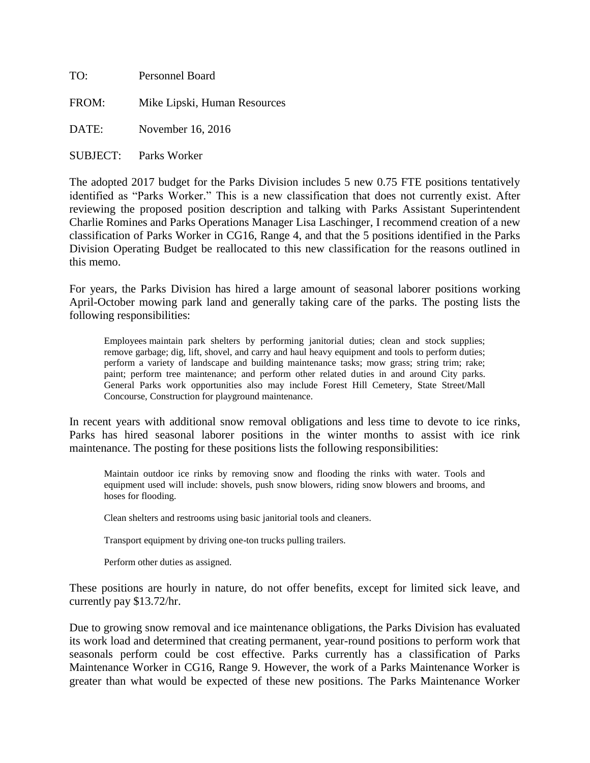TO: Personnel Board

FROM: Mike Lipski, Human Resources

DATE: November 16, 2016

SUBJECT: Parks Worker

The adopted 2017 budget for the Parks Division includes 5 new 0.75 FTE positions tentatively identified as "Parks Worker." This is a new classification that does not currently exist. After reviewing the proposed position description and talking with Parks Assistant Superintendent Charlie Romines and Parks Operations Manager Lisa Laschinger, I recommend creation of a new classification of Parks Worker in CG16, Range 4, and that the 5 positions identified in the Parks Division Operating Budget be reallocated to this new classification for the reasons outlined in this memo.

For years, the Parks Division has hired a large amount of seasonal laborer positions working April-October mowing park land and generally taking care of the parks. The posting lists the following responsibilities:

> Employees maintain park shelters by performing janitorial duties; clean and stock supplies; remove garbage; dig, lift, shovel, and carry and haul heavy equipment and tools to perform duties; perform a variety of landscape and building maintenance tasks; mow grass; string trim; rake; paint; perform tree maintenance; and perform other related duties in and around City parks. General Parks work opportunities also may include Forest Hill Cemetery, State Street/Mall Concourse, Construction for playground maintenance.

In recent years with additional snow removal obligations and less time to devote to ice rinks, Parks has hired seasonal laborer positions in the winter months to assist with ice rink maintenance. The posting for these positions lists the following responsibilities:

> Maintain outdoor ice rinks by removing snow and flooding the rinks with water. Tools and equipment used will include: shovels, push snow blowers, riding snow blowers and brooms, and hoses for flooding.
>
> Clean shelters and restrooms using basic janitorial tools and cleaners.
>
> Transport equipment by driving one-ton trucks pulling trailers.
>
> Perform other duties as assigned.

These positions are hourly in nature, do not offer benefits, except for limited sick leave, and currently pay $13.72/hr.

Due to growing snow removal and ice maintenance obligations, the Parks Division has evaluated its work load and determined that creating permanent, year-round positions to perform work that seasonals perform could be cost effective. Parks currently has a classification of Parks Maintenance Worker in CG16, Range 9. However, the work of a Parks Maintenance Worker is greater than what would be expected of these new positions. The Parks Maintenance Worker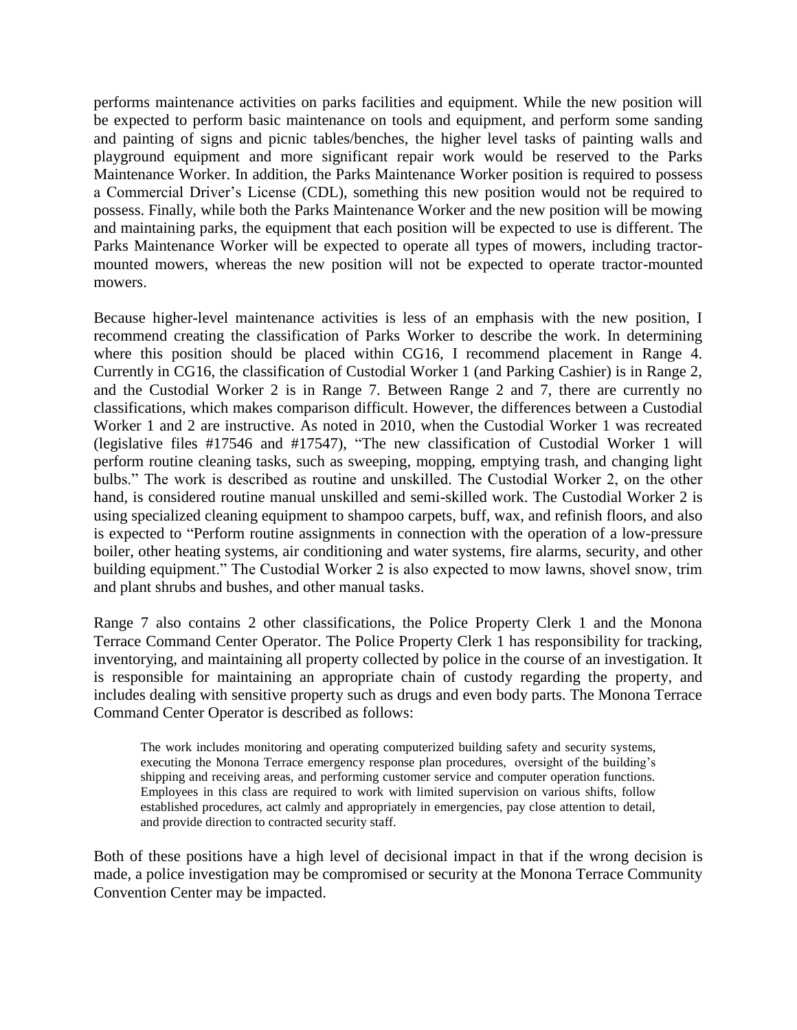performs maintenance activities on parks facilities and equipment. While the new position will be expected to perform basic maintenance on tools and equipment, and perform some sanding and painting of signs and picnic tables/benches, the higher level tasks of painting walls and playground equipment and more significant repair work would be reserved to the Parks Maintenance Worker. In addition, the Parks Maintenance Worker position is required to possess a Commercial Driver's License (CDL), something this new position would not be required to possess. Finally, while both the Parks Maintenance Worker and the new position will be mowing and maintaining parks, the equipment that each position will be expected to use is different. The Parks Maintenance Worker will be expected to operate all types of mowers, including tractor-mounted mowers, whereas the new position will not be expected to operate tractor-mounted mowers.

Because higher-level maintenance activities is less of an emphasis with the new position, I recommend creating the classification of Parks Worker to describe the work. In determining where this position should be placed within CG16, I recommend placement in Range 4. Currently in CG16, the classification of Custodial Worker 1 (and Parking Cashier) is in Range 2, and the Custodial Worker 2 is in Range 7. Between Range 2 and 7, there are currently no classifications, which makes comparison difficult. However, the differences between a Custodial Worker 1 and 2 are instructive. As noted in 2010, when the Custodial Worker 1 was recreated (legislative files #17546 and #17547), "The new classification of Custodial Worker 1 will perform routine cleaning tasks, such as sweeping, mopping, emptying trash, and changing light bulbs." The work is described as routine and unskilled. The Custodial Worker 2, on the other hand, is considered routine manual unskilled and semi-skilled work. The Custodial Worker 2 is using specialized cleaning equipment to shampoo carpets, buff, wax, and refinish floors, and also is expected to "Perform routine assignments in connection with the operation of a low-pressure boiler, other heating systems, air conditioning and water systems, fire alarms, security, and other building equipment." The Custodial Worker 2 is also expected to mow lawns, shovel snow, trim and plant shrubs and bushes, and other manual tasks.

Range 7 also contains 2 other classifications, the Police Property Clerk 1 and the Monona Terrace Command Center Operator. The Police Property Clerk 1 has responsibility for tracking, inventorying, and maintaining all property collected by police in the course of an investigation. It is responsible for maintaining an appropriate chain of custody regarding the property, and includes dealing with sensitive property such as drugs and even body parts. The Monona Terrace Command Center Operator is described as follows:

> The work includes monitoring and operating computerized building safety and security systems, executing the Monona Terrace emergency response plan procedures, oversight of the building's shipping and receiving areas, and performing customer service and computer operation functions. Employees in this class are required to work with limited supervision on various shifts, follow established procedures, act calmly and appropriately in emergencies, pay close attention to detail, and provide direction to contracted security staff.

Both of these positions have a high level of decisional impact in that if the wrong decision is made, a police investigation may be compromised or security at the Monona Terrace Community Convention Center may be impacted.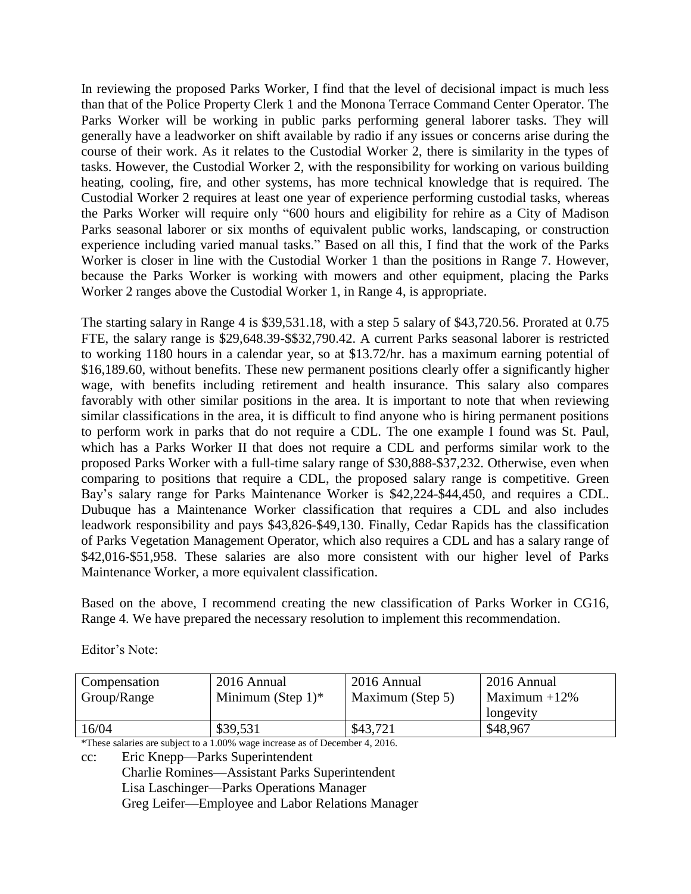In reviewing the proposed Parks Worker, I find that the level of decisional impact is much less than that of the Police Property Clerk 1 and the Monona Terrace Command Center Operator. The Parks Worker will be working in public parks performing general laborer tasks. They will generally have a leadworker on shift available by radio if any issues or concerns arise during the course of their work. As it relates to the Custodial Worker 2, there is similarity in the types of tasks. However, the Custodial Worker 2, with the responsibility for working on various building heating, cooling, fire, and other systems, has more technical knowledge that is required. The Custodial Worker 2 requires at least one year of experience performing custodial tasks, whereas the Parks Worker will require only "600 hours and eligibility for rehire as a City of Madison Parks seasonal laborer or six months of equivalent public works, landscaping, or construction experience including varied manual tasks." Based on all this, I find that the work of the Parks Worker is closer in line with the Custodial Worker 1 than the positions in Range 7. However, because the Parks Worker is working with mowers and other equipment, placing the Parks Worker 2 ranges above the Custodial Worker 1, in Range 4, is appropriate.

The starting salary in Range 4 is $39,531.18, with a step 5 salary of $43,720.56. Prorated at 0.75 FTE, the salary range is $29,648.39-$$32,790.42. A current Parks seasonal laborer is restricted to working 1180 hours in a calendar year, so at $13.72/hr. has a maximum earning potential of $16,189.60, without benefits. These new permanent positions clearly offer a significantly higher wage, with benefits including retirement and health insurance. This salary also compares favorably with other similar positions in the area. It is important to note that when reviewing similar classifications in the area, it is difficult to find anyone who is hiring permanent positions to perform work in parks that do not require a CDL. The one example I found was St. Paul, which has a Parks Worker II that does not require a CDL and performs similar work to the proposed Parks Worker with a full-time salary range of $30,888-$37,232. Otherwise, even when comparing to positions that require a CDL, the proposed salary range is competitive. Green Bay's salary range for Parks Maintenance Worker is $42,224-$44,450, and requires a CDL. Dubuque has a Maintenance Worker classification that requires a CDL and also includes leadwork responsibility and pays $43,826-$49,130. Finally, Cedar Rapids has the classification of Parks Vegetation Management Operator, which also requires a CDL and has a salary range of $42,016-$51,958. These salaries are also more consistent with our higher level of Parks Maintenance Worker, a more equivalent classification.

Based on the above, I recommend creating the new classification of Parks Worker in CG16, Range 4. We have prepared the necessary resolution to implement this recommendation.

Editor's Note:

| Compensation Group/Range | 2016 Annual Minimum (Step 1)* | 2016 Annual Maximum (Step 5) | 2016 Annual Maximum +12% longevity |
|---|---|---|---|
| 16/04 | $39,531 | $43,721 | $48,967 |

*These salaries are subject to a 1.00% wage increase as of December 4, 2016.

cc: Eric Knepp—Parks Superintendent
Charlie Romines—Assistant Parks Superintendent
Lisa Laschinger—Parks Operations Manager
Greg Leifer—Employee and Labor Relations Manager